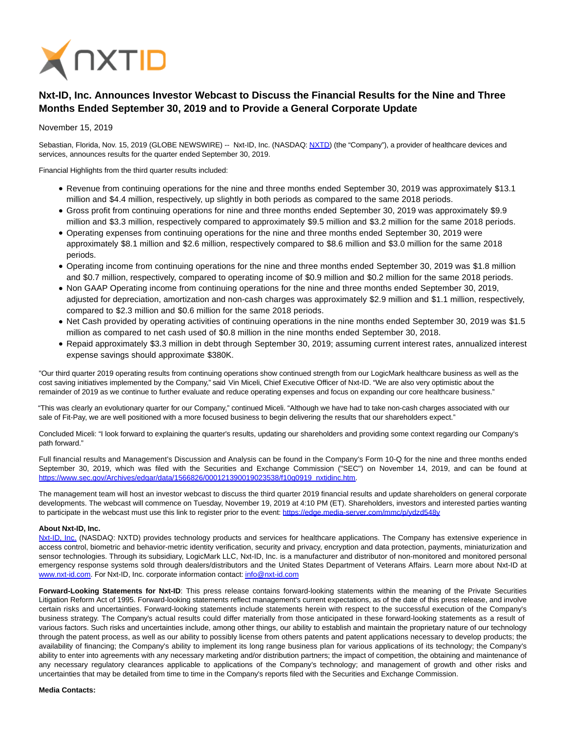# Nxt-ID, Inc. Announces Investor Webcast to Discuss the Financial Results for the Nine and Three Months Ended September 30, 2019 and to Provide a General Corporate Update

November 15, 2019

Sebastian, Florida, Nov. 15, 2019 (GLOBE NEWSWIRE) -- Nxt-ID, Inc. (NASDAQ: NXTD) (the "Company"), a provider of healthcare devices and services, announces results for the quarter ended September 30, 2019.

Financial Highlights from the third quarter results included:

- Revenue from continuing operations for the nine and three months ended September 30, 2019 was approximately $13.1 million and $4.4 million, respectively, up slightly in both periods as compared to the same 2018 periods.
- Gross profit from continuing operations for nine and three months ended September 30, 2019 was approximately $9.9 million and $3.3 million, respectively compared to approximately $9.5 million and $3.2 million for the same 2018 periods.
- Operating expenses from continuing operations for the nine and three months ended September 30, 2019 were approximately $8.1 million and $2.6 million, respectively compared to $8.6 million and $3.0 million for the same 2018 periods.
- Operating income from continuing operations for the nine and three months ended September 30, 2019 was $1.8 million and $0.7 million, respectively, compared to operating income of $0.9 million and $0.2 million for the same 2018 periods.
- Non GAAP Operating income from continuing operations for the nine and three months ended September 30, 2019, adjusted for depreciation, amortization and non-cash charges was approximately $2.9 million and $1.1 million, respectively, compared to $2.3 million and $0.6 million for the same 2018 periods.
- Net Cash provided by operating activities of continuing operations in the nine months ended September 30, 2019 was $1.5 million as compared to net cash used of $0.8 million in the nine months ended September 30, 2018.
- Repaid approximately $3.3 million in debt through September 30, 2019; assuming current interest rates, annualized interest expense savings should approximate $380K.

"Our third quarter 2019 operating results from continuing operations show continued strength from our LogicMark healthcare business as well as the cost saving initiatives implemented by the Company," said Vin Miceli, Chief Executive Officer of Nxt-ID. "We are also very optimistic about the remainder of 2019 as we continue to further evaluate and reduce operating expenses and focus on expanding our core healthcare business."

"This was clearly an evolutionary quarter for our Company," continued Miceli. "Although we have had to take non-cash charges associated with our sale of Fit-Pay, we are well positioned with a more focused business to begin delivering the results that our shareholders expect."

Concluded Miceli: "I look forward to explaining the quarter's results, updating our shareholders and providing some context regarding our Company's path forward."

Full financial results and Management's Discussion and Analysis can be found in the Company's Form 10-Q for the nine and three months ended September 30, 2019, which was filed with the Securities and Exchange Commission ("SEC") on November 14, 2019, and can be found at https://www.sec.gov/Archives/edgar/data/1566826/000121390019023538/f10q0919_nxtidinc.htm.

The management team will host an investor webcast to discuss the third quarter 2019 financial results and update shareholders on general corporate developments. The webcast will commence on Tuesday, November 19, 2019 at 4:10 PM (ET). Shareholders, investors and interested parties wanting to participate in the webcast must use this link to register prior to the event: https://edge.media-server.com/mmc/p/ydzd548y

**About Nxt-ID, Inc.**

Nxt-ID, Inc. (NASDAQ: NXTD) provides technology products and services for healthcare applications. The Company has extensive experience in access control, biometric and behavior-metric identity verification, security and privacy, encryption and data protection, payments, miniaturization and sensor technologies. Through its subsidiary, LogicMark LLC, Nxt-ID, Inc. is a manufacturer and distributor of non-monitored and monitored personal emergency response systems sold through dealers/distributors and the United States Department of Veterans Affairs. Learn more about Nxt-ID at www.nxt-id.com. For Nxt-ID, Inc. corporate information contact: info@nxt-id.com

**Forward-Looking Statements for Nxt-ID**: This press release contains forward-looking statements within the meaning of the Private Securities Litigation Reform Act of 1995. Forward-looking statements reflect management's current expectations, as of the date of this press release, and involve certain risks and uncertainties. Forward-looking statements include statements herein with respect to the successful execution of the Company's business strategy. The Company's actual results could differ materially from those anticipated in these forward-looking statements as a result of various factors. Such risks and uncertainties include, among other things, our ability to establish and maintain the proprietary nature of our technology through the patent process, as well as our ability to possibly license from others patents and patent applications necessary to develop products; the availability of financing; the Company's ability to implement its long range business plan for various applications of its technology; the Company's ability to enter into agreements with any necessary marketing and/or distribution partners; the impact of competition, the obtaining and maintenance of any necessary regulatory clearances applicable to applications of the Company's technology; and management of growth and other risks and uncertainties that may be detailed from time to time in the Company's reports filed with the Securities and Exchange Commission.

**Media Contacts:**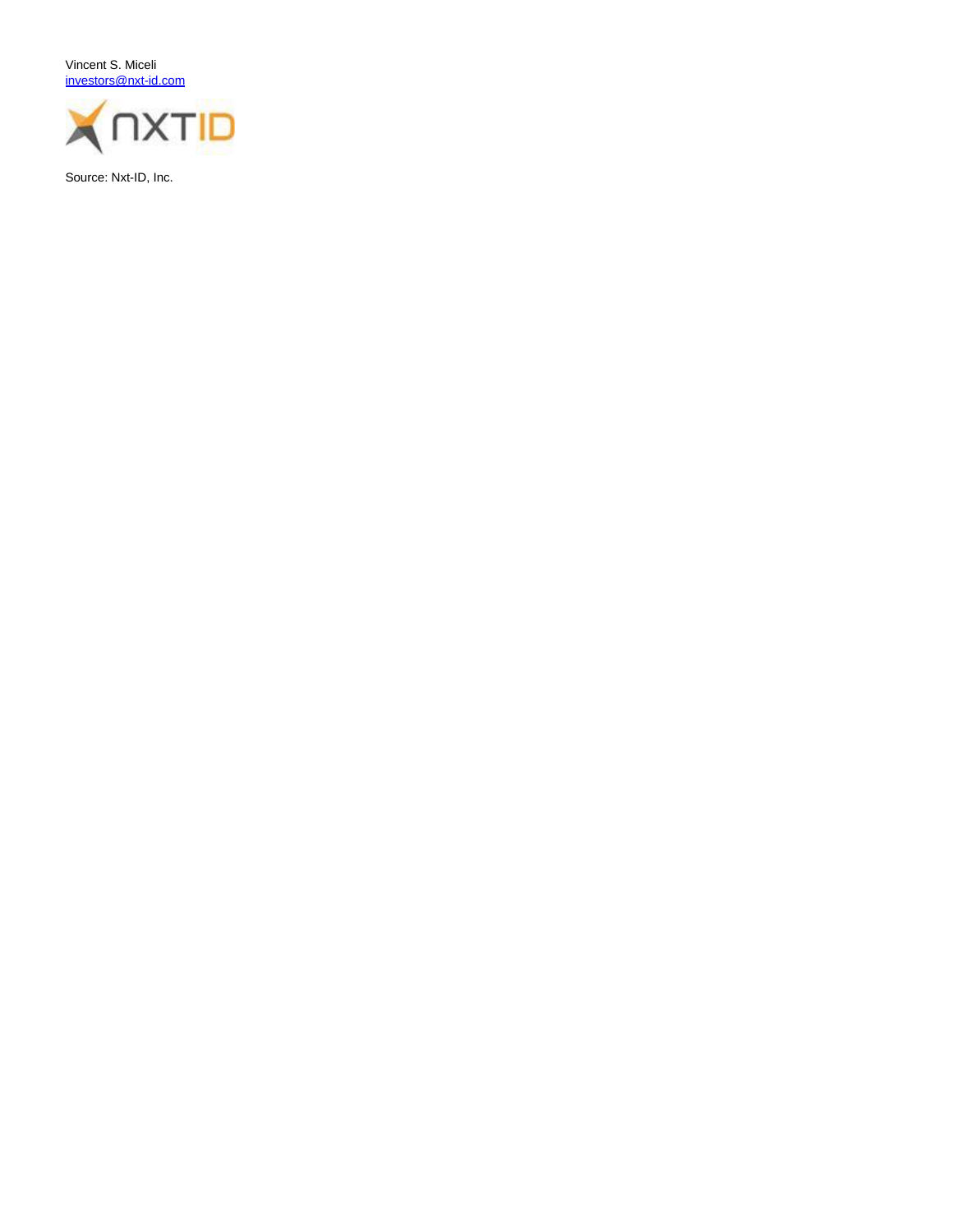Vincent S. Miceli
investors@nxt-id.com

Source: Nxt-ID, Inc.